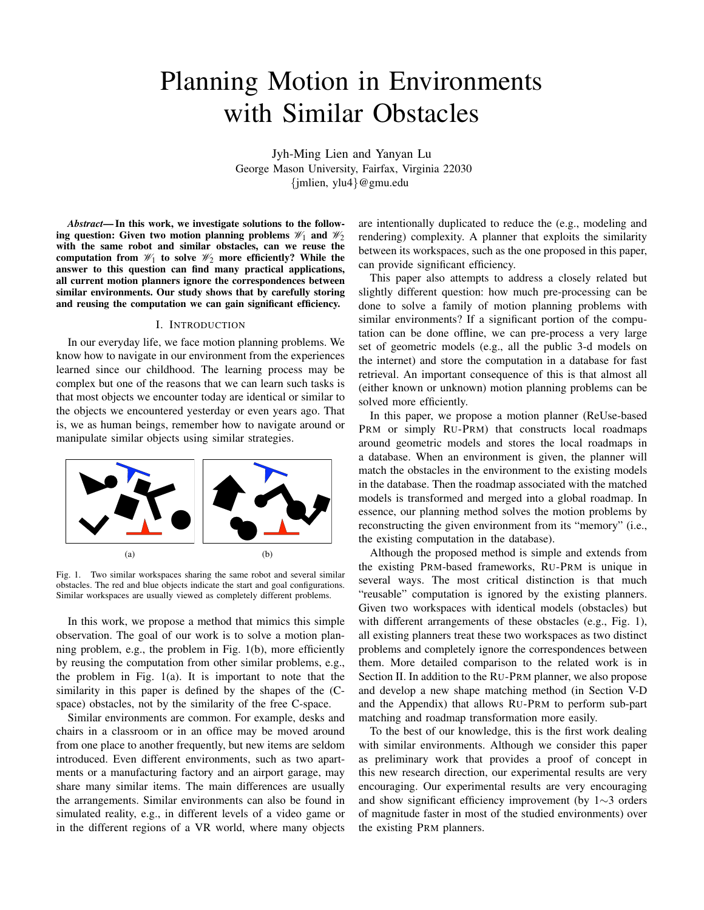# Planning Motion in Environments with Similar Obstacles

Jyh-Ming Lien and Yanyan Lu
George Mason University, Fairfax, Virginia 22030
{jmlien, ylu4}@gmu.edu

***Abstract*— In this work, we investigate solutions to the following question: Given two motion planning problems $\mathscr{W}_1$ and $\mathscr{W}_2$ with the same robot and similar obstacles, can we reuse the computation from $\mathscr{W}_1$ to solve $\mathscr{W}_2$ more efficiently? While the answer to this question can find many practical applications, all current motion planners ignore the correspondences between similar environments. Our study shows that by carefully storing and reusing the computation we can gain significant efficiency.**

## I. Introduction

In our everyday life, we face motion planning problems. We know how to navigate in our environment from the experiences learned since our childhood. The learning process may be complex but one of the reasons that we can learn such tasks is that most objects we encounter today are identical or similar to the objects we encountered yesterday or even years ago. That is, we as human beings, remember how to navigate around or manipulate similar objects using similar strategies.

(a) (b)

Fig. 1. Two similar workspaces sharing the same robot and several similar obstacles. The red and blue objects indicate the start and goal configurations. Similar workspaces are usually viewed as completely different problems.

In this work, we propose a method that mimics this simple observation. The goal of our work is to solve a motion planning problem, e.g., the problem in Fig. 1(b), more efficiently by reusing the computation from other similar problems, e.g., the problem in Fig. 1(a). It is important to note that the similarity in this paper is defined by the shapes of the (C-space) obstacles, not by the similarity of the free C-space.

Similar environments are common. For example, desks and chairs in a classroom or in an office may be moved around from one place to another frequently, but new items are seldom introduced. Even different environments, such as two apartments or a manufacturing factory and an airport garage, may share many similar items. The main differences are usually the arrangements. Similar environments can also be found in simulated reality, e.g., in different levels of a video game or in the different regions of a VR world, where many objects are intentionally duplicated to reduce the (e.g., modeling and rendering) complexity. A planner that exploits the similarity between its workspaces, such as the one proposed in this paper, can provide significant efficiency.

This paper also attempts to address a closely related but slightly different question: how much pre-processing can be done to solve a family of motion planning problems with similar environments? If a significant portion of the computation can be done offline, we can pre-process a very large set of geometric models (e.g., all the public 3-d models on the internet) and store the computation in a database for fast retrieval. An important consequence of this is that almost all (either known or unknown) motion planning problems can be solved more efficiently.

In this paper, we propose a motion planner (ReUse-based PRM or simply RU-PRM) that constructs local roadmaps around geometric models and stores the local roadmaps in a database. When an environment is given, the planner will match the obstacles in the environment to the existing models in the database. Then the roadmap associated with the matched models is transformed and merged into a global roadmap. In essence, our planning method solves the motion problems by reconstructing the given environment from its "memory" (i.e., the existing computation in the database).

Although the proposed method is simple and extends from the existing PRM-based frameworks, RU-PRM is unique in several ways. The most critical distinction is that much "reusable" computation is ignored by the existing planners. Given two workspaces with identical models (obstacles) but with different arrangements of these obstacles (e.g., Fig. 1), all existing planners treat these two workspaces as two distinct problems and completely ignore the correspondences between them. More detailed comparison to the related work is in Section II. In addition to the RU-PRM planner, we also propose and develop a new shape matching method (in Section V-D and the Appendix) that allows RU-PRM to perform sub-part matching and roadmap transformation more easily.

To the best of our knowledge, this is the first work dealing with similar environments. Although we consider this paper as preliminary work that provides a proof of concept in this new research direction, our experimental results are very encouraging. Our experimental results are very encouraging and show significant efficiency improvement (by 1$\sim$3 orders of magnitude faster in most of the studied environments) over the existing PRM planners.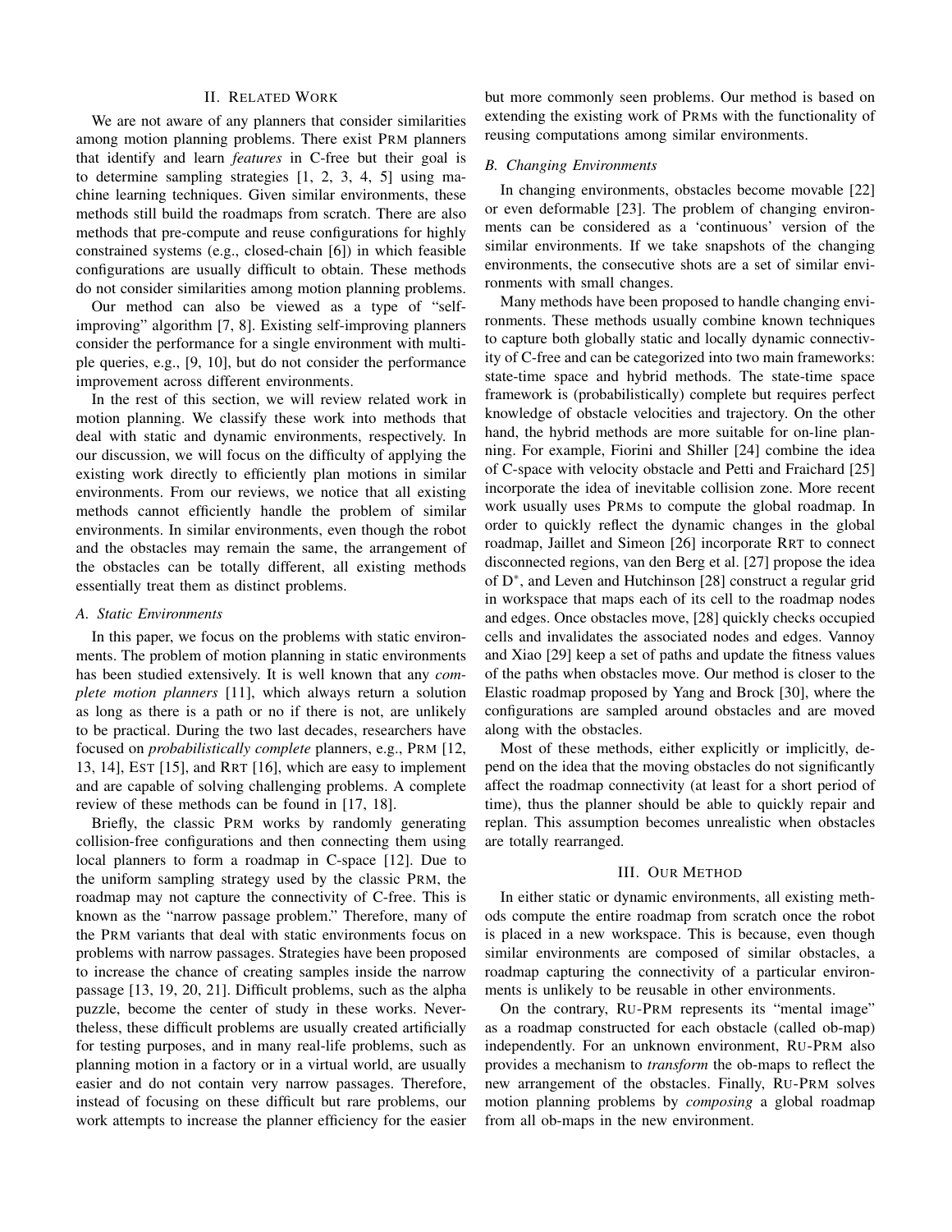## II. Related Work

We are not aware of any planners that consider similarities among motion planning problems. There exist PRM planners that identify and learn *features* in C-free but their goal is to determine sampling strategies [1, 2, 3, 4, 5] using machine learning techniques. Given similar environments, these methods still build the roadmaps from scratch. There are also methods that pre-compute and reuse configurations for highly constrained systems (e.g., closed-chain [6]) in which feasible configurations are usually difficult to obtain. These methods do not consider similarities among motion planning problems.

Our method can also be viewed as a type of "self-improving" algorithm [7, 8]. Existing self-improving planners consider the performance for a single environment with multiple queries, e.g., [9, 10], but do not consider the performance improvement across different environments.

In the rest of this section, we will review related work in motion planning. We classify these work into methods that deal with static and dynamic environments, respectively. In our discussion, we will focus on the difficulty of applying the existing work directly to efficiently plan motions in similar environments. From our reviews, we notice that all existing methods cannot efficiently handle the problem of similar environments. In similar environments, even though the robot and the obstacles may remain the same, the arrangement of the obstacles can be totally different, all existing methods essentially treat them as distinct problems.

### A. Static Environments

In this paper, we focus on the problems with static environments. The problem of motion planning in static environments has been studied extensively. It is well known that any *complete motion planners* [11], which always return a solution as long as there is a path or no if there is not, are unlikely to be practical. During the two last decades, researchers have focused on *probabilistically complete* planners, e.g., PRM [12, 13, 14], EST [15], and RRT [16], which are easy to implement and are capable of solving challenging problems. A complete review of these methods can be found in [17, 18].

Briefly, the classic PRM works by randomly generating collision-free configurations and then connecting them using local planners to form a roadmap in C-space [12]. Due to the uniform sampling strategy used by the classic PRM, the roadmap may not capture the connectivity of C-free. This is known as the "narrow passage problem." Therefore, many of the PRM variants that deal with static environments focus on problems with narrow passages. Strategies have been proposed to increase the chance of creating samples inside the narrow passage [13, 19, 20, 21]. Difficult problems, such as the alpha puzzle, become the center of study in these works. Nevertheless, these difficult problems are usually created artificially for testing purposes, and in many real-life problems, such as planning motion in a factory or in a virtual world, are usually easier and do not contain very narrow passages. Therefore, instead of focusing on these difficult but rare problems, our work attempts to increase the planner efficiency for the easier but more commonly seen problems. Our method is based on extending the existing work of PRMs with the functionality of reusing computations among similar environments.

### B. Changing Environments

In changing environments, obstacles become movable [22] or even deformable [23]. The problem of changing environments can be considered as a 'continuous' version of the similar environments. If we take snapshots of the changing environments, the consecutive shots are a set of similar environments with small changes.

Many methods have been proposed to handle changing environments. These methods usually combine known techniques to capture both globally static and locally dynamic connectivity of C-free and can be categorized into two main frameworks: state-time space and hybrid methods. The state-time space framework is (probabilistically) complete but requires perfect knowledge of obstacle velocities and trajectory. On the other hand, the hybrid methods are more suitable for on-line planning. For example, Fiorini and Shiller [24] combine the idea of C-space with velocity obstacle and Petti and Fraichard [25] incorporate the idea of inevitable collision zone. More recent work usually uses PRMs to compute the global roadmap. In order to quickly reflect the dynamic changes in the global roadmap, Jaillet and Simeon [26] incorporate RRT to connect disconnected regions, van den Berg et al. [27] propose the idea of D$^*$, and Leven and Hutchinson [28] construct a regular grid in workspace that maps each of its cell to the roadmap nodes and edges. Once obstacles move, [28] quickly checks occupied cells and invalidates the associated nodes and edges. Vannoy and Xiao [29] keep a set of paths and update the fitness values of the paths when obstacles move. Our method is closer to the Elastic roadmap proposed by Yang and Brock [30], where the configurations are sampled around obstacles and are moved along with the obstacles.

Most of these methods, either explicitly or implicitly, depend on the idea that the moving obstacles do not significantly affect the roadmap connectivity (at least for a short period of time), thus the planner should be able to quickly repair and replan. This assumption becomes unrealistic when obstacles are totally rearranged.

## III. Our Method

In either static or dynamic environments, all existing methods compute the entire roadmap from scratch once the robot is placed in a new workspace. This is because, even though similar environments are composed of similar obstacles, a roadmap capturing the connectivity of a particular environments is unlikely to be reusable in other environments.

On the contrary, RU-PRM represents its "mental image" as a roadmap constructed for each obstacle (called ob-map) independently. For an unknown environment, RU-PRM also provides a mechanism to *transform* the ob-maps to reflect the new arrangement of the obstacles. Finally, RU-PRM solves motion planning problems by *composing* a global roadmap from all ob-maps in the new environment.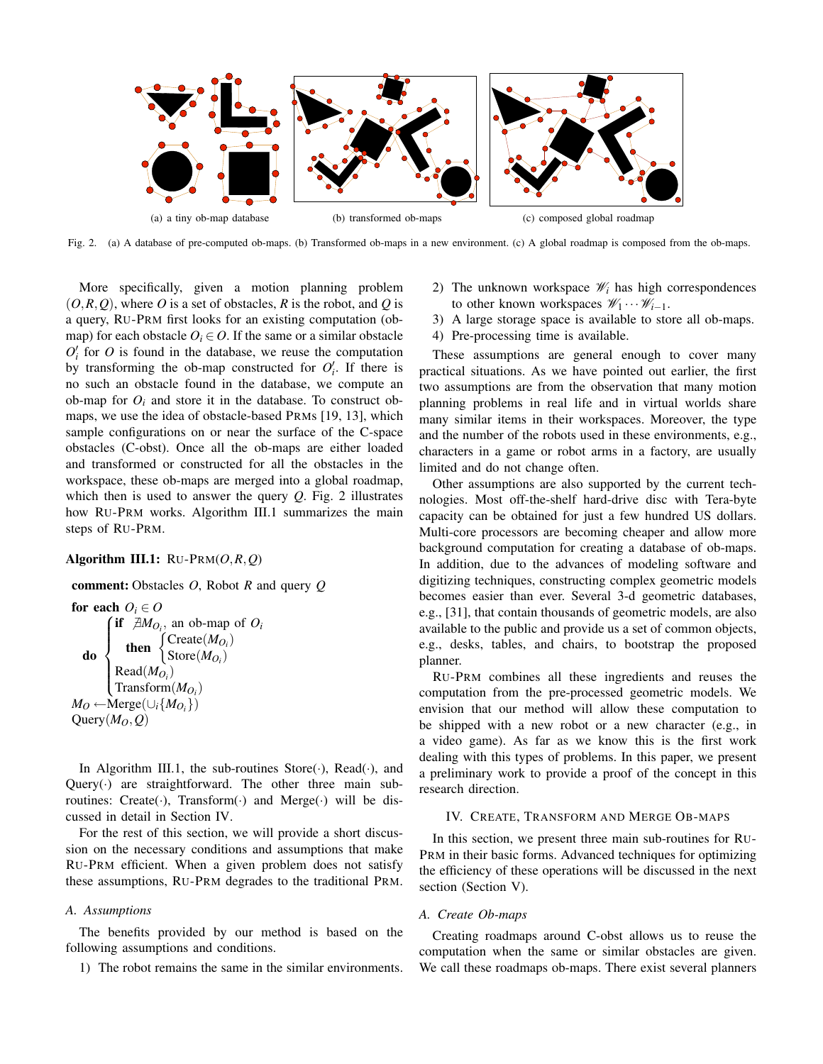(a) a tiny ob-map database (b) transformed ob-maps (c) composed global roadmap

Fig. 2. (a) A database of pre-computed ob-maps. (b) Transformed ob-maps in a new environment. (c) A global roadmap is composed from the ob-maps.

More specifically, given a motion planning problem $(O,R,Q)$, where $O$ is a set of obstacles, $R$ is the robot, and $Q$ is a query, RU-PRM first looks for an existing computation (ob-map) for each obstacle $O_i \in O$. If the same or a similar obstacle $O'_i$ for $O$ is found in the database, we reuse the computation by transforming the ob-map constructed for $O'_i$. If there is no such an obstacle found in the database, we compute an ob-map for $O_i$ and store it in the database. To construct ob-maps, we use the idea of obstacle-based PRMs [19, 13], which sample configurations on or near the surface of the C-space obstacles (C-obst). Once all the ob-maps are either loaded and transformed or constructed for all the obstacles in the workspace, these ob-maps are merged into a global roadmap, which then is used to answer the query $Q$. Fig. 2 illustrates how RU-PRM works. Algorithm III.1 summarizes the main steps of RU-PRM.

**Algorithm III.1:** RU-PRM$(O,R,Q)$

**comment:** Obstacles $O$, Robot $R$ and query $Q$

**for each** $O_i \in O$
**do**
- **if** $\nexists M_{O_i}$, an ob-map of $O_i$
  - **then** Create($M_{O_i}$), Store($M_{O_i}$)
- Read($M_{O_i}$)
- Transform($M_{O_i}$)

$M_O \leftarrow$Merge$(\cup_i\{M_{O_i}\})$
Query$(M_O,Q)$

In Algorithm III.1, the sub-routines Store(·), Read(·), and Query(·) are straightforward. The other three main sub-routines: Create(·), Transform(·) and Merge(·) will be discussed in detail in Section IV.

For the rest of this section, we will provide a short discussion on the necessary conditions and assumptions that make RU-PRM efficient. When a given problem does not satisfy these assumptions, RU-PRM degrades to the traditional PRM.

### A. Assumptions

The benefits provided by our method is based on the following assumptions and conditions.

1) The robot remains the same in the similar environments.
2) The unknown workspace $\mathscr{W}_i$ has high correspondences to other known workspaces $\mathscr{W}_1 \cdots \mathscr{W}_{i-1}$.
3) A large storage space is available to store all ob-maps.
4) Pre-processing time is available.

These assumptions are general enough to cover many practical situations. As we have pointed out earlier, the first two assumptions are from the observation that many motion planning problems in real life and in virtual worlds share many similar items in their workspaces. Moreover, the type and the number of the robots used in these environments, e.g., characters in a game or robot arms in a factory, are usually limited and do not change often.

Other assumptions are also supported by the current technologies. Most off-the-shelf hard-drive disc with Tera-byte capacity can be obtained for just a few hundred US dollars. Multi-core processors are becoming cheaper and allow more background computation for creating a database of ob-maps. In addition, due to the advances of modeling software and digitizing techniques, constructing complex geometric models becomes easier than ever. Several 3-d geometric databases, e.g., [31], that contain thousands of geometric models, are also available to the public and provide us a set of common objects, e.g., desks, tables, and chairs, to bootstrap the proposed planner.

RU-PRM combines all these ingredients and reuses the computation from the pre-processed geometric models. We envision that our method will allow these computation to be shipped with a new robot or a new character (e.g., in a video game). As far as we know this is the first work dealing with this types of problems. In this paper, we present a preliminary work to provide a proof of the concept in this research direction.

## IV. Create, Transform and Merge Ob-maps

In this section, we present three main sub-routines for RU-PRM in their basic forms. Advanced techniques for optimizing the efficiency of these operations will be discussed in the next section (Section V).

### A. Create Ob-maps

Creating roadmaps around C-obst allows us to reuse the computation when the same or similar obstacles are given. We call these roadmaps ob-maps. There exist several planners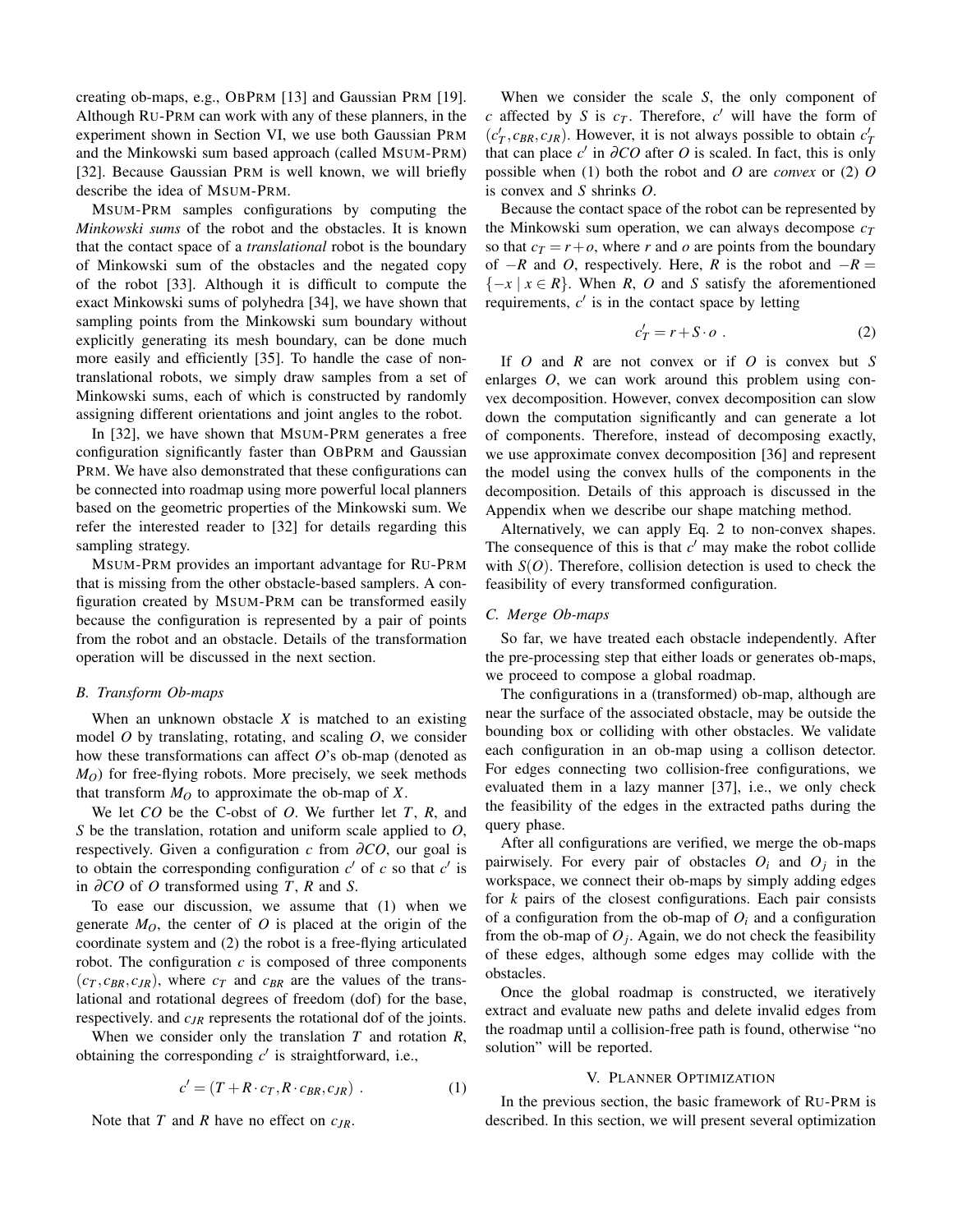creating ob-maps, e.g., OBPRM [13] and Gaussian PRM [19]. Although RU-PRM can work with any of these planners, in the experiment shown in Section VI, we use both Gaussian PRM and the Minkowski sum based approach (called MSUM-PRM) [32]. Because Gaussian PRM is well known, we will briefly describe the idea of MSUM-PRM.

MSUM-PRM samples configurations by computing the *Minkowski sums* of the robot and the obstacles. It is known that the contact space of a *translational* robot is the boundary of Minkowski sum of the obstacles and the negated copy of the robot [33]. Although it is difficult to compute the exact Minkowski sums of polyhedra [34], we have shown that sampling points from the Minkowski sum boundary without explicitly generating its mesh boundary, can be done much more easily and efficiently [35]. To handle the case of non-translational robots, we simply draw samples from a set of Minkowski sums, each of which is constructed by randomly assigning different orientations and joint angles to the robot.

In [32], we have shown that MSUM-PRM generates a free configuration significantly faster than OBPRM and Gaussian PRM. We have also demonstrated that these configurations can be connected into roadmap using more powerful local planners based on the geometric properties of the Minkowski sum. We refer the interested reader to [32] for details regarding this sampling strategy.

MSUM-PRM provides an important advantage for RU-PRM that is missing from the other obstacle-based samplers. A configuration created by MSUM-PRM can be transformed easily because the configuration is represented by a pair of points from the robot and an obstacle. Details of the transformation operation will be discussed in the next section.

### B. Transform Ob-maps

When an unknown obstacle $X$ is matched to an existing model $O$ by translating, rotating, and scaling $O$, we consider how these transformations can affect $O$'s ob-map (denoted as $M_O$) for free-flying robots. More precisely, we seek methods that transform $M_O$ to approximate the ob-map of $X$.

We let $CO$ be the C-obst of $O$. We further let $T$, $R$, and $S$ be the translation, rotation and uniform scale applied to $O$, respectively. Given a configuration $c$ from $\partial CO$, our goal is to obtain the corresponding configuration $c'$ of $c$ so that $c'$ is in $\partial CO$ of $O$ transformed using $T$, $R$ and $S$.

To ease our discussion, we assume that (1) when we generate $M_O$, the center of $O$ is placed at the origin of the coordinate system and (2) the robot is a free-flying articulated robot. The configuration $c$ is composed of three components $(c_T, c_{BR}, c_{JR})$, where $c_T$ and $c_{BR}$ are the values of the translational and rotational degrees of freedom (dof) for the base, respectively. and $c_{JR}$ represents the rotational dof of the joints.

When we consider only the translation $T$ and rotation $R$, obtaining the corresponding $c'$ is straightforward, i.e.,

$$c' = (T + R \cdot c_T, R \cdot c_{BR}, c_{JR}) \ . \tag{1}$$

Note that $T$ and $R$ have no effect on $c_{JR}$.

When we consider the scale $S$, the only component of $c$ affected by $S$ is $c_T$. Therefore, $c'$ will have the form of $(c'_T, c_{BR}, c_{JR})$. However, it is not always possible to obtain $c'_T$ that can place $c'$ in $\partial CO$ after $O$ is scaled. In fact, this is only possible when (1) both the robot and $O$ are *convex* or (2) $O$ is convex and $S$ shrinks $O$.

Because the contact space of the robot can be represented by the Minkowski sum operation, we can always decompose $c_T$ so that $c_T = r + o$, where $r$ and $o$ are points from the boundary of $-R$ and $O$, respectively. Here, $R$ is the robot and $-R = \{-x \mid x \in R\}$. When $R$, $O$ and $S$ satisfy the aforementioned requirements, $c'$ is in the contact space by letting

$$c'_T = r + S \cdot o \ . \tag{2}$$

If $O$ and $R$ are not convex or if $O$ is convex but $S$ enlarges $O$, we can work around this problem using convex decomposition. However, convex decomposition can slow down the computation significantly and can generate a lot of components. Therefore, instead of decomposing exactly, we use approximate convex decomposition [36] and represent the model using the convex hulls of the components in the decomposition. Details of this approach is discussed in the Appendix when we describe our shape matching method.

Alternatively, we can apply Eq. 2 to non-convex shapes. The consequence of this is that $c'$ may make the robot collide with $S(O)$. Therefore, collision detection is used to check the feasibility of every transformed configuration.

### C. Merge Ob-maps

So far, we have treated each obstacle independently. After the pre-processing step that either loads or generates ob-maps, we proceed to compose a global roadmap.

The configurations in a (transformed) ob-map, although are near the surface of the associated obstacle, may be outside the bounding box or colliding with other obstacles. We validate each configuration in an ob-map using a collison detector. For edges connecting two collision-free configurations, we evaluated them in a lazy manner [37], i.e., we only check the feasibility of the edges in the extracted paths during the query phase.

After all configurations are verified, we merge the ob-maps pairwisely. For every pair of obstacles $O_i$ and $O_j$ in the workspace, we connect their ob-maps by simply adding edges for $k$ pairs of the closest configurations. Each pair consists of a configuration from the ob-map of $O_i$ and a configuration from the ob-map of $O_j$. Again, we do not check the feasibility of these edges, although some edges may collide with the obstacles.

Once the global roadmap is constructed, we iteratively extract and evaluate new paths and delete invalid edges from the roadmap until a collision-free path is found, otherwise "no solution" will be reported.

## V. PLANNER OPTIMIZATION

In the previous section, the basic framework of RU-PRM is described. In this section, we will present several optimization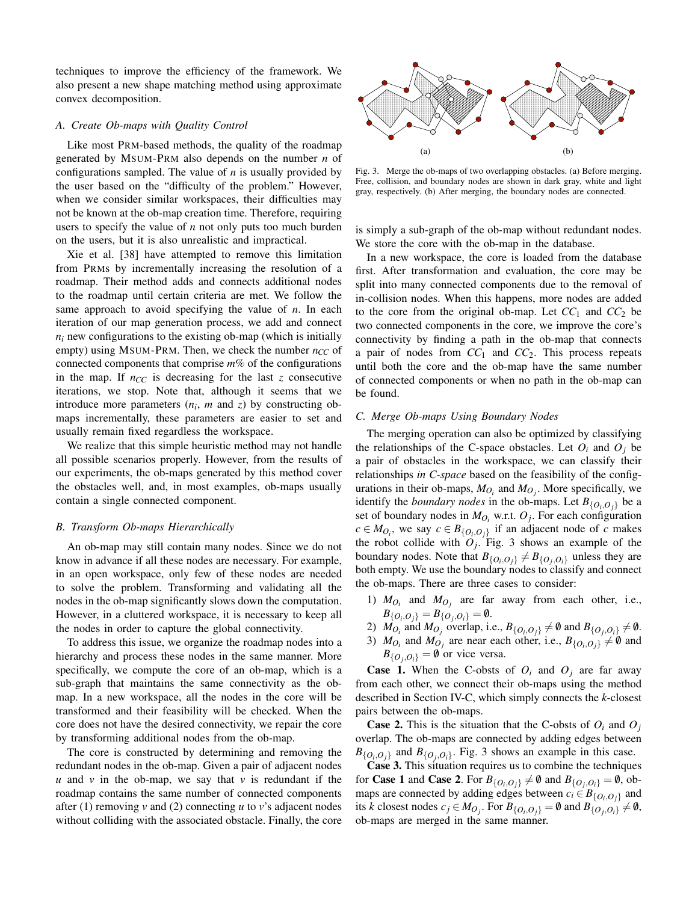techniques to improve the efficiency of the framework. We also present a new shape matching method using approximate convex decomposition.

### A. Create Ob-maps with Quality Control

Like most PRM-based methods, the quality of the roadmap generated by MSUM-PRM also depends on the number $n$ of configurations sampled. The value of $n$ is usually provided by the user based on the "difficulty of the problem." However, when we consider similar workspaces, their difficulties may not be known at the ob-map creation time. Therefore, requiring users to specify the value of $n$ not only puts too much burden on the users, but it is also unrealistic and impractical.

Xie et al. [38] have attempted to remove this limitation from PRMs by incrementally increasing the resolution of a roadmap. Their method adds and connects additional nodes to the roadmap until certain criteria are met. We follow the same approach to avoid specifying the value of $n$. In each iteration of our map generation process, we add and connect $n_i$ new configurations to the existing ob-map (which is initially empty) using MSUM-PRM. Then, we check the number $n_{CC}$ of connected components that comprise $m$% of the configurations in the map. If $n_{CC}$ is decreasing for the last $z$ consecutive iterations, we stop. Note that, although it seems that we introduce more parameters ($n_i$, $m$ and $z$) by constructing ob-maps incrementally, these parameters are easier to set and usually remain fixed regardless the workspace.

We realize that this simple heuristic method may not handle all possible scenarios properly. However, from the results of our experiments, the ob-maps generated by this method cover the obstacles well, and, in most examples, ob-maps usually contain a single connected component.

### B. Transform Ob-maps Hierarchically

An ob-map may still contain many nodes. Since we do not know in advance if all these nodes are necessary. For example, in an open workspace, only few of these nodes are needed to solve the problem. Transforming and validating all the nodes in the ob-map significantly slows down the computation. However, in a cluttered workspace, it is necessary to keep all the nodes in order to capture the global connectivity.

To address this issue, we organize the roadmap nodes into a hierarchy and process these nodes in the same manner. More specifically, we compute the core of an ob-map, which is a sub-graph that maintains the same connectivity as the ob-map. In a new workspace, all the nodes in the core will be transformed and their feasibility will be checked. When the core does not have the desired connectivity, we repair the core by transforming additional nodes from the ob-map.

The core is constructed by determining and removing the redundant nodes in the ob-map. Given a pair of adjacent nodes $u$ and $v$ in the ob-map, we say that $v$ is redundant if the roadmap contains the same number of connected components after (1) removing $v$ and (2) connecting $u$ to $v$'s adjacent nodes without colliding with the associated obstacle. Finally, the core is simply a sub-graph of the ob-map without redundant nodes. We store the core with the ob-map in the database.

(a) (b)

Fig. 3. Merge the ob-maps of two overlapping obstacles. (a) Before merging. Free, collision, and boundary nodes are shown in dark gray, white and light gray, respectively. (b) After merging, the boundary nodes are connected.

In a new workspace, the core is loaded from the database first. After transformation and evaluation, the core may be split into many connected components due to the removal of in-collision nodes. When this happens, more nodes are added to the core from the original ob-map. Let $CC_1$ and $CC_2$ be two connected components in the core, we improve the core's connectivity by finding a path in the ob-map that connects a pair of nodes from $CC_1$ and $CC_2$. This process repeats until both the core and the ob-map have the same number of connected components or when no path in the ob-map can be found.

### C. Merge Ob-maps Using Boundary Nodes

The merging operation can also be optimized by classifying the relationships of the C-space obstacles. Let $O_i$ and $O_j$ be a pair of obstacles in the workspace, we can classify their relationships *in C-space* based on the feasibility of the configurations in their ob-maps, $M_{O_i}$ and $M_{O_j}$. More specifically, we identify the *boundary nodes* in the ob-maps. Let $B_{\{O_i,O_j\}}$ be a set of boundary nodes in $M_{O_i}$ w.r.t. $O_j$. For each configuration $c \in M_{O_i}$, we say $c \in B_{\{O_i,O_j\}}$ if an adjacent node of $c$ makes the robot collide with $O_j$. Fig. 3 shows an example of the boundary nodes. Note that $B_{\{O_i,O_j\}} \neq B_{\{O_j,O_i\}}$ unless they are both empty. We use the boundary nodes to classify and connect the ob-maps. There are three cases to consider:

1) $M_{O_i}$ and $M_{O_j}$ are far away from each other, i.e., $B_{\{O_i,O_j\}} = B_{\{O_j,O_i\}} = \emptyset$.
2) $M_{O_i}$ and $M_{O_j}$ overlap, i.e., $B_{\{O_i,O_j\}} \neq \emptyset$ and $B_{\{O_j,O_i\}} \neq \emptyset$.
3) $M_{O_i}$ and $M_{O_j}$ are near each other, i.e., $B_{\{O_i,O_j\}} \neq \emptyset$ and $B_{\{O_j,O_i\}} = \emptyset$ or vice versa.

**Case 1.** When the C-obsts of $O_i$ and $O_j$ are far away from each other, we connect their ob-maps using the method described in Section IV-C, which simply connects the $k$-closest pairs between the ob-maps.

**Case 2.** This is the situation that the C-obsts of $O_i$ and $O_j$ overlap. The ob-maps are connected by adding edges between $B_{\{O_i,O_j\}}$ and $B_{\{O_j,O_i\}}$. Fig. 3 shows an example in this case.

**Case 3.** This situation requires us to combine the techniques for **Case 1** and **Case 2**. For $B_{\{O_i,O_j\}} \neq \emptyset$ and $B_{\{O_j,O_i\}} = \emptyset$, ob-maps are connected by adding edges between $c_i \in B_{\{O_i,O_j\}}$ and its $k$ closest nodes $c_j \in M_{O_j}$. For $B_{\{O_i,O_j\}} = \emptyset$ and $B_{\{O_j,O_i\}} \neq \emptyset$, ob-maps are merged in the same manner.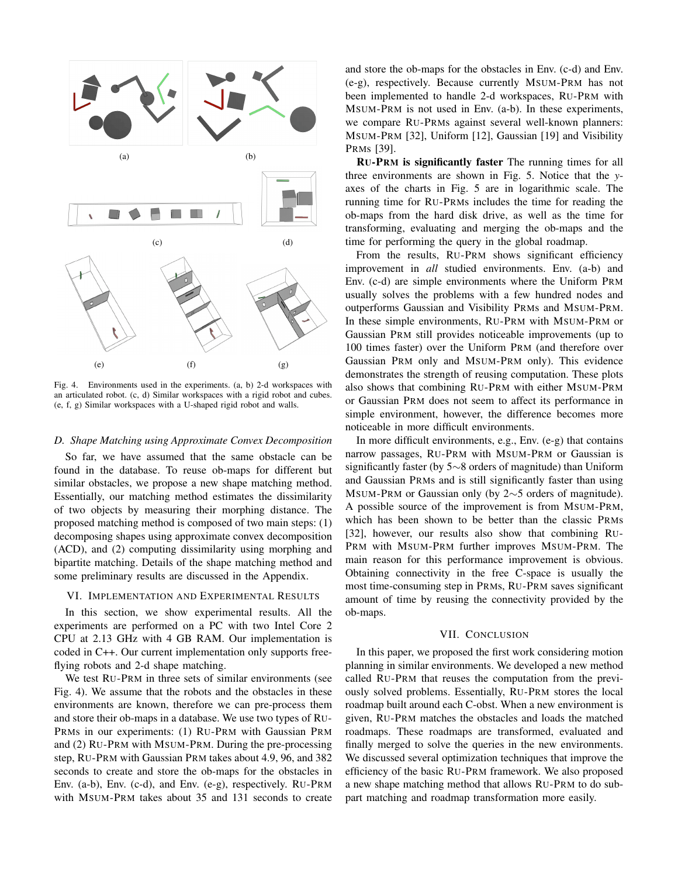Fig. 4. Environments used in the experiments. (a, b) 2-d workspaces with an articulated robot. (c, d) Similar workspaces with a rigid robot and cubes. (e, f, g) Similar workspaces with a U-shaped rigid robot and walls.

### D. Shape Matching using Approximate Convex Decomposition

So far, we have assumed that the same obstacle can be found in the database. To reuse ob-maps for different but similar obstacles, we propose a new shape matching method. Essentially, our matching method estimates the dissimilarity of two objects by measuring their morphing distance. The proposed matching method is composed of two main steps: (1) decomposing shapes using approximate convex decomposition (ACD), and (2) computing dissimilarity using morphing and bipartite matching. Details of the shape matching method and some preliminary results are discussed in the Appendix.

## VI. Implementation and Experimental Results

In this section, we show experimental results. All the experiments are performed on a PC with two Intel Core 2 CPU at 2.13 GHz with 4 GB RAM. Our implementation is coded in C++. Our current implementation only supports free-flying robots and 2-d shape matching.

We test RU-PRM in three sets of similar environments (see Fig. 4). We assume that the robots and the obstacles in these environments are known, therefore we can pre-process them and store their ob-maps in a database. We use two types of RU-PRMs in our experiments: (1) RU-PRM with Gaussian PRM and (2) RU-PRM with MSUM-PRM. During the pre-processing step, RU-PRM with Gaussian PRM takes about 4.9, 96, and 382 seconds to create and store the ob-maps for the obstacles in Env. (a-b), Env. (c-d), and Env. (e-g), respectively. RU-PRM with MSUM-PRM takes about 35 and 131 seconds to create and store the ob-maps for the obstacles in Env. (c-d) and Env. (e-g), respectively. Because currently MSUM-PRM has not been implemented to handle 2-d workspaces, RU-PRM with MSUM-PRM is not used in Env. (a-b). In these experiments, we compare RU-PRMs against several well-known planners: MSUM-PRM [32], Uniform [12], Gaussian [19] and Visibility PRMs [39].

**RU-PRM is significantly faster** The running times for all three environments are shown in Fig. 5. Notice that the $y$-axes of the charts in Fig. 5 are in logarithmic scale. The running time for RU-PRMs includes the time for reading the ob-maps from the hard disk drive, as well as the time for transforming, evaluating and merging the ob-maps and the time for performing the query in the global roadmap.

From the results, RU-PRM shows significant efficiency improvement in *all* studied environments. Env. (a-b) and Env. (c-d) are simple environments where the Uniform PRM usually solves the problems with a few hundred nodes and outperforms Gaussian and Visibility PRMs and MSUM-PRM. In these simple environments, RU-PRM with MSUM-PRM or Gaussian PRM still provides noticeable improvements (up to 100 times faster) over the Uniform PRM (and therefore over Gaussian PRM only and MSUM-PRM only). This evidence demonstrates the strength of reusing computation. These plots also shows that combining RU-PRM with either MSUM-PRM or Gaussian PRM does not seem to affect its performance in simple environment, however, the difference becomes more noticeable in more difficult environments.

In more difficult environments, e.g., Env. (e-g) that contains narrow passages, RU-PRM with MSUM-PRM or Gaussian is significantly faster (by 5$\sim$8 orders of magnitude) than Uniform and Gaussian PRMs and is still significantly faster than using MSUM-PRM or Gaussian only (by 2$\sim$5 orders of magnitude). A possible source of the improvement is from MSUM-PRM, which has been shown to be better than the classic PRMs [32], however, our results also show that combining RU-PRM with MSUM-PRM further improves MSUM-PRM. The main reason for this performance improvement is obvious. Obtaining connectivity in the free C-space is usually the most time-consuming step in PRMs, RU-PRM saves significant amount of time by reusing the connectivity provided by the ob-maps.

## VII. Conclusion

In this paper, we proposed the first work considering motion planning in similar environments. We developed a new method called RU-PRM that reuses the computation from the previously solved problems. Essentially, RU-PRM stores the local roadmap built around each C-obst. When a new environment is given, RU-PRM matches the obstacles and loads the matched roadmaps. These roadmaps are transformed, evaluated and finally merged to solve the queries in the new environments. We discussed several optimization techniques that improve the efficiency of the basic RU-PRM framework. We also proposed a new shape matching method that allows RU-PRM to do sub-part matching and roadmap transformation more easily.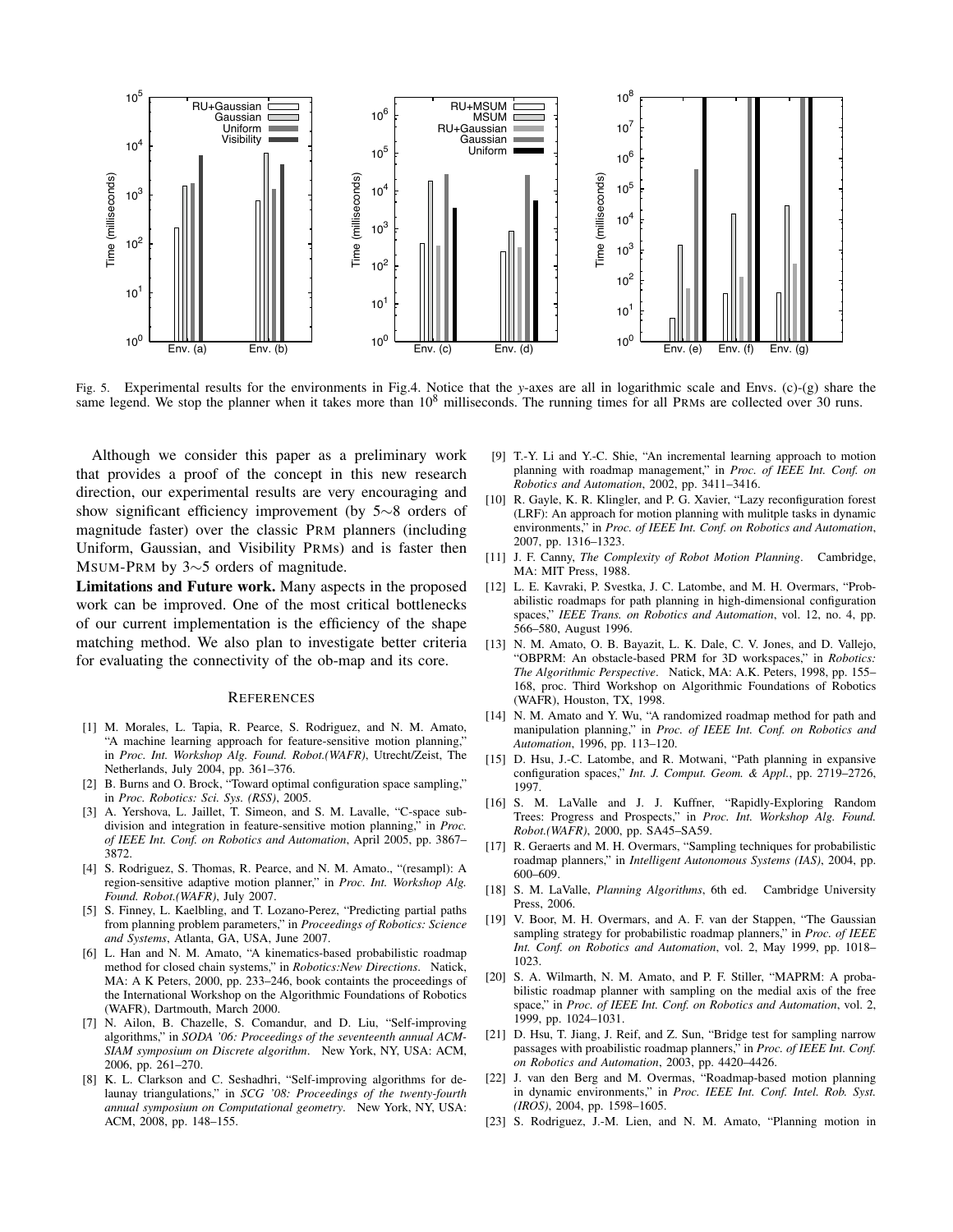Fig. 5. Experimental results for the environments in Fig.4. Notice that the y-axes are all in logarithmic scale and Envs. (c)-(g) share the same legend. We stop the planner when it takes more than $10^8$ milliseconds. The running times for all PRMs are collected over 30 runs.

Although we consider this paper as a preliminary work that provides a proof of the concept in this new research direction, our experimental results are very encouraging and show significant efficiency improvement (by 5∼8 orders of magnitude faster) over the classic PRM planners (including Uniform, Gaussian, and Visibility PRMs) and is faster then MSUM-PRM by 3∼5 orders of magnitude.

**Limitations and Future work.** Many aspects in the proposed work can be improved. One of the most critical bottlenecks of our current implementation is the efficiency of the shape matching method. We also plan to investigate better criteria for evaluating the connectivity of the ob-map and its core.

## REFERENCES

- [1] M. Morales, L. Tapia, R. Pearce, S. Rodriguez, and N. M. Amato, "A machine learning approach for feature-sensitive motion planning," in *Proc. Int. Workshop Alg. Found. Robot.(WAFR)*, Utrecht/Zeist, The Netherlands, July 2004, pp. 361–376.
- [2] B. Burns and O. Brock, "Toward optimal configuration space sampling," in *Proc. Robotics: Sci. Sys. (RSS)*, 2005.
- [3] A. Yershova, L. Jaillet, T. Simeon, and S. M. Lavalle, "C-space subdivision and integration in feature-sensitive motion planning," in *Proc. of IEEE Int. Conf. on Robotics and Automation*, April 2005, pp. 3867–3872.
- [4] S. Rodriguez, S. Thomas, R. Pearce, and N. M. Amato., "(resampl): A region-sensitive adaptive motion planner," in *Proc. Int. Workshop Alg. Found. Robot.(WAFR)*, July 2007.
- [5] S. Finney, L. Kaelbling, and T. Lozano-Perez, "Predicting partial paths from planning problem parameters," in *Proceedings of Robotics: Science and Systems*, Atlanta, GA, USA, June 2007.
- [6] L. Han and N. M. Amato, "A kinematics-based probabilistic roadmap method for closed chain systems," in *Robotics:New Directions*. Natick, MA: A K Peters, 2000, pp. 233–246, book containts the proceedings of the International Workshop on the Algorithmic Foundations of Robotics (WAFR), Dartmouth, March 2000.
- [7] N. Ailon, B. Chazelle, S. Comandur, and D. Liu, "Self-improving algorithms," in *SODA '06: Proceedings of the seventeenth annual ACM-SIAM symposium on Discrete algorithm*. New York, NY, USA: ACM, 2006, pp. 261–270.
- [8] K. L. Clarkson and C. Seshadhri, "Self-improving algorithms for delaunay triangulations," in *SCG '08: Proceedings of the twenty-fourth annual symposium on Computational geometry*. New York, NY, USA: ACM, 2008, pp. 148–155.
- [9] T.-Y. Li and Y.-C. Shie, "An incremental learning approach to motion planning with roadmap management," in *Proc. of IEEE Int. Conf. on Robotics and Automation*, 2002, pp. 3411–3416.
- [10] R. Gayle, K. R. Klingler, and P. G. Xavier, "Lazy reconfiguration forest (LRF): An approach for motion planning with mulitple tasks in dynamic environments," in *Proc. of IEEE Int. Conf. on Robotics and Automation*, 2007, pp. 1316–1323.
- [11] J. F. Canny, *The Complexity of Robot Motion Planning*. Cambridge, MA: MIT Press, 1988.
- [12] L. E. Kavraki, P. Svestka, J. C. Latombe, and M. H. Overmars, "Probabilistic roadmaps for path planning in high-dimensional configuration spaces," *IEEE Trans. on Robotics and Automation*, vol. 12, no. 4, pp. 566–580, August 1996.
- [13] N. M. Amato, O. B. Bayazit, L. K. Dale, C. V. Jones, and D. Vallejo, "OBPRM: An obstacle-based PRM for 3D workspaces," in *Robotics: The Algorithmic Perspective*. Natick, MA: A.K. Peters, 1998, pp. 155–168, proc. Third Workshop on Algorithmic Foundations of Robotics (WAFR), Houston, TX, 1998.
- [14] N. M. Amato and Y. Wu, "A randomized roadmap method for path and manipulation planning," in *Proc. of IEEE Int. Conf. on Robotics and Automation*, 1996, pp. 113–120.
- [15] D. Hsu, J.-C. Latombe, and R. Motwani, "Path planning in expansive configuration spaces," *Int. J. Comput. Geom. & Appl.*, pp. 2719–2726, 1997.
- [16] S. M. LaValle and J. J. Kuffner, "Rapidly-Exploring Random Trees: Progress and Prospects," in *Proc. Int. Workshop Alg. Found. Robot.(WAFR)*, 2000, pp. SA45–SA59.
- [17] R. Geraerts and M. H. Overmars, "Sampling techniques for probabilistic roadmap planners," in *Intelligent Autonomous Systems (IAS)*, 2004, pp. 600–609.
- [18] S. M. LaValle, *Planning Algorithms*, 6th ed. Cambridge University Press, 2006.
- [19] V. Boor, M. H. Overmars, and A. F. van der Stappen, "The Gaussian sampling strategy for probabilistic roadmap planners," in *Proc. of IEEE Int. Conf. on Robotics and Automation*, vol. 2, May 1999, pp. 1018–1023.
- [20] S. A. Wilmarth, N. M. Amato, and P. F. Stiller, "MAPRM: A probabilistic roadmap planner with sampling on the medial axis of the free space," in *Proc. of IEEE Int. Conf. on Robotics and Automation*, vol. 2, 1999, pp. 1024–1031.
- [21] D. Hsu, T. Jiang, J. Reif, and Z. Sun, "Bridge test for sampling narrow passages with proabilistic roadmap planners," in *Proc. of IEEE Int. Conf. on Robotics and Automation*, 2003, pp. 4420–4426.
- [22] J. van den Berg and M. Overmas, "Roadmap-based motion planning in dynamic environments," in *Proc. IEEE Int. Conf. Intel. Rob. Syst. (IROS)*, 2004, pp. 1598–1605.
- [23] S. Rodriguez, J.-M. Lien, and N. M. Amato, "Planning motion in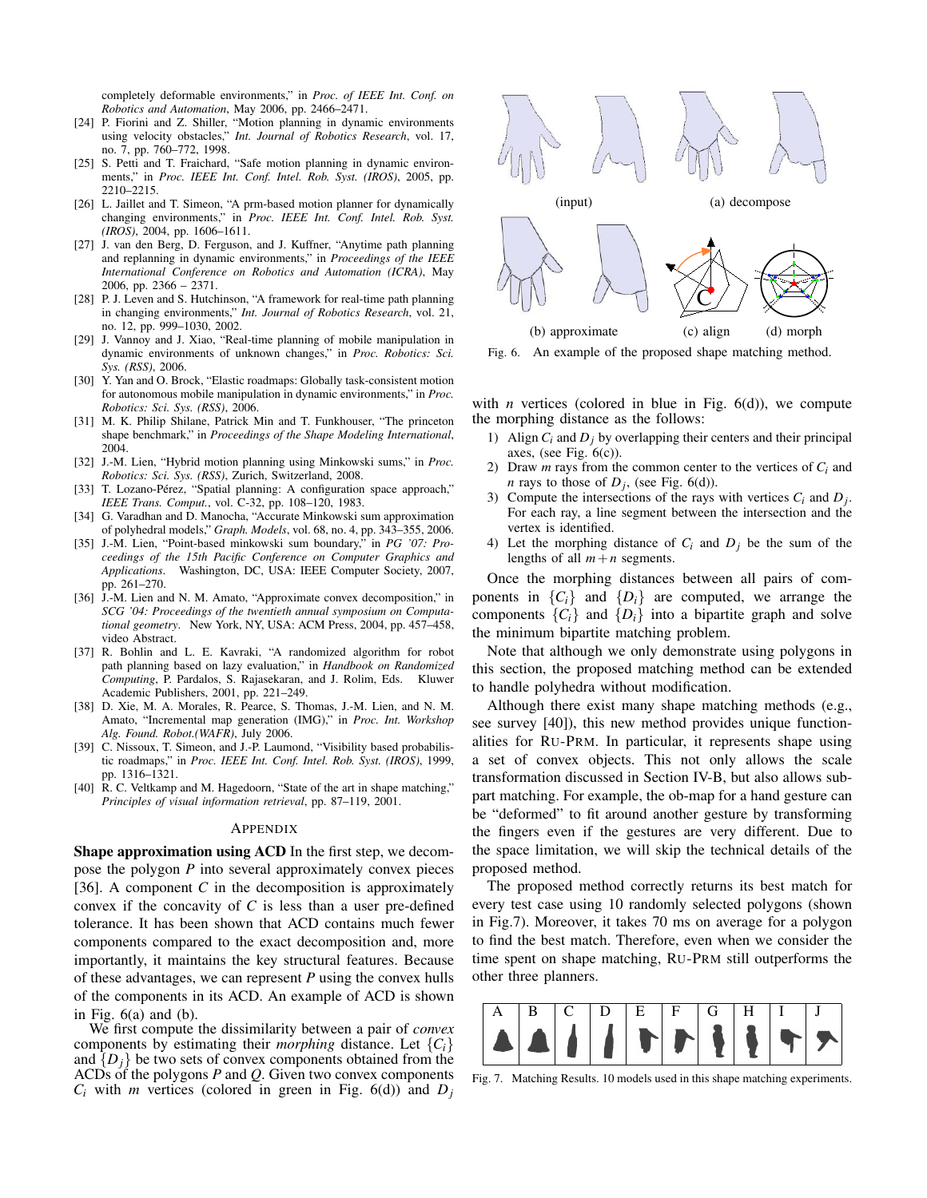completely deformable environments," in *Proc. of IEEE Int. Conf. on Robotics and Automation*, May 2006, pp. 2466–2471.

[24] P. Fiorini and Z. Shiller, "Motion planning in dynamic environments using velocity obstacles," *Int. Journal of Robotics Research*, vol. 17, no. 7, pp. 760–772, 1998.

[25] S. Petti and T. Fraichard, "Safe motion planning in dynamic environments," in *Proc. IEEE Int. Conf. Intel. Rob. Syst. (IROS)*, 2005, pp. 2210–2215.

[26] L. Jaillet and T. Simeon, "A prm-based motion planner for dynamically changing environments," in *Proc. IEEE Int. Conf. Intel. Rob. Syst. (IROS)*, 2004, pp. 1606–1611.

[27] J. van den Berg, D. Ferguson, and J. Kuffner, "Anytime path planning and replanning in dynamic environments," in *Proceedings of the IEEE International Conference on Robotics and Automation (ICRA)*, May 2006, pp. 2366 – 2371.

[28] P. J. Leven and S. Hutchinson, "A framework for real-time path planning in changing environments," *Int. Journal of Robotics Research*, vol. 21, no. 12, pp. 999–1030, 2002.

[29] J. Vannoy and J. Xiao, "Real-time planning of mobile manipulation in dynamic environments of unknown changes," in *Proc. Robotics: Sci. Sys. (RSS)*, 2006.

[30] Y. Yan and O. Brock, "Elastic roadmaps: Globally task-consistent motion for autonomous mobile manipulation in dynamic environments," in *Proc. Robotics: Sci. Sys. (RSS)*, 2006.

[31] M. K. Philip Shilane, Patrick Min and T. Funkhouser, "The princeton shape benchmark," in *Proceedings of the Shape Modeling International*, 2004.

[32] J.-M. Lien, "Hybrid motion planning using Minkowski sums," in *Proc. Robotics: Sci. Sys. (RSS)*, Zurich, Switzerland, 2008.

[33] T. Lozano-Pérez, "Spatial planning: A configuration space approach," *IEEE Trans. Comput.*, vol. C-32, pp. 108–120, 1983.

[34] G. Varadhan and D. Manocha, "Accurate Minkowski sum approximation of polyhedral models," *Graph. Models*, vol. 68, no. 4, pp. 343–355, 2006.

[35] J.-M. Lien, "Point-based minkowski sum boundary," in *PG '07: Proceedings of the 15th Pacific Conference on Computer Graphics and Applications*. Washington, DC, USA: IEEE Computer Society, 2007, pp. 261–270.

[36] J.-M. Lien and N. M. Amato, "Approximate convex decomposition," in *SCG '04: Proceedings of the twentieth annual symposium on Computational geometry*. New York, NY, USA: ACM Press, 2004, pp. 457–458, video Abstract.

[37] R. Bohlin and L. E. Kavraki, "A randomized algorithm for robot path planning based on lazy evaluation," in *Handbook on Randomized Computing*, P. Pardalos, S. Rajasekaran, and J. Rolim, Eds. Kluwer Academic Publishers, 2001, pp. 221–249.

[38] D. Xie, M. A. Morales, R. Pearce, S. Thomas, J.-M. Lien, and N. M. Amato, "Incremental map generation (IMG)," in *Proc. Int. Workshop Alg. Found. Robot.(WAFR)*, July 2006.

[39] C. Nissoux, T. Simeon, and J.-P. Laumond, "Visibility based probabilistic roadmaps," in *Proc. IEEE Int. Conf. Intel. Rob. Syst. (IROS)*, 1999, pp. 1316–1321.

[40] R. C. Veltkamp and M. Hagedoorn, "State of the art in shape matching," *Principles of visual information retrieval*, pp. 87–119, 2001.

## APPENDIX

**Shape approximation using ACD** In the first step, we decompose the polygon $P$ into several approximately convex pieces [36]. A component $C$ in the decomposition is approximately convex if the concavity of $C$ is less than a user pre-defined tolerance. It has been shown that ACD contains much fewer components compared to the exact decomposition and, more importantly, it maintains the key structural features. Because of these advantages, we can represent $P$ using the convex hulls of the components in its ACD. An example of ACD is shown in Fig. 6(a) and (b).

We first compute the dissimilarity between a pair of *convex* components by estimating their *morphing* distance. Let $\{C_i\}$ and $\{D_j\}$ be two sets of convex components obtained from the ACDs of the polygons $P$ and $Q$. Given two convex components $C_i$ with $m$ vertices (colored in green in Fig. 6(d)) and $D_j$ with $n$ vertices (colored in blue in Fig. 6(d)), we compute the morphing distance as the follows:

1) Align $C_i$ and $D_j$ by overlapping their centers and their principal axes, (see Fig. 6(c)).
2) Draw $m$ rays from the common center to the vertices of $C_i$ and $n$ rays to those of $D_j$, (see Fig. 6(d)).
3) Compute the intersections of the rays with vertices $C_i$ and $D_j$. For each ray, a line segment between the intersection and the vertex is identified.
4) Let the morphing distance of $C_i$ and $D_j$ be the sum of the lengths of all $m+n$ segments.

(input) (a) decompose (b) approximate (c) align (d) morph

Fig. 6. An example of the proposed shape matching method.

Once the morphing distances between all pairs of components in $\{C_i\}$ and $\{D_i\}$ are computed, we arrange the components $\{C_i\}$ and $\{D_i\}$ into a bipartite graph and solve the minimum bipartite matching problem.

Note that although we only demonstrate using polygons in this section, the proposed matching method can be extended to handle polyhedra without modification.

Although there exist many shape matching methods (e.g., see survey [40]), this new method provides unique functionalities for RU-PRM. In particular, it represents shape using a set of convex objects. This not only allows the scale transformation discussed in Section IV-B, but also allows subpart matching. For example, the ob-map for a hand gesture can be "deformed" to fit around another gesture by transforming the fingers even if the gestures are very different. Due to the space limitation, we will skip the technical details of the proposed method.

The proposed method correctly returns its best match for every test case using 10 randomly selected polygons (shown in Fig.7). Moreover, it takes 70 ms on average for a polygon to find the best match. Therefore, even when we consider the time spent on shape matching, RU-PRM still outperforms the other three planners.

A B C D E F G H I J

Fig. 7. Matching Results. 10 models used in this shape matching experiments.